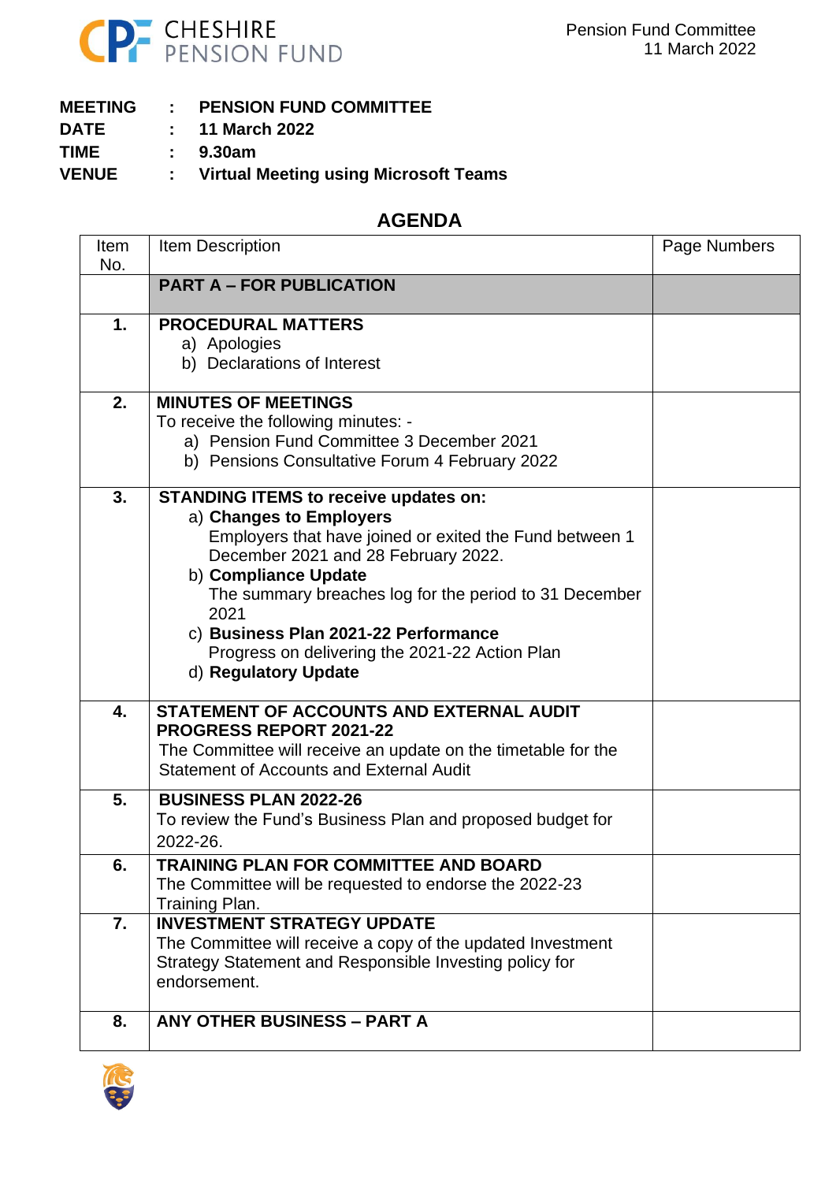**CHESHIRE PENSION FUND**

| | | |
|---|---|---|
| **MEETING** | : | **PENSION FUND COMMITTEE** |
| **DATE** | : | **11 March 2022** |
| **TIME** | : | **9.30am** |
| **VENUE** | : | **Virtual Meeting using Microsoft Teams** |

## AGENDA

| Item No. | Item Description | Page Numbers |
|---|---|---|
| | **PART A – FOR PUBLICATION** | |
| **1.** | **PROCEDURAL MATTERS**<br>a) Apologies<br>b) Declarations of Interest | |
| **2.** | **MINUTES OF MEETINGS**<br>To receive the following minutes: -<br>a) Pension Fund Committee 3 December 2021<br>b) Pensions Consultative Forum 4 February 2022 | |
| **3.** | **STANDING ITEMS to receive updates on:**<br>a) **Changes to Employers**<br>Employers that have joined or exited the Fund between 1 December 2021 and 28 February 2022.<br>b) **Compliance Update**<br>The summary breaches log for the period to 31 December 2021<br>c) **Business Plan 2021-22 Performance**<br>Progress on delivering the 2021-22 Action Plan<br>d) **Regulatory Update** | |
| **4.** | **STATEMENT OF ACCOUNTS AND EXTERNAL AUDIT PROGRESS REPORT 2021-22**<br>The Committee will receive an update on the timetable for the Statement of Accounts and External Audit | |
| **5.** | **BUSINESS PLAN 2022-26**<br>To review the Fund's Business Plan and proposed budget for 2022-26. | |
| **6.** | **TRAINING PLAN FOR COMMITTEE AND BOARD**<br>The Committee will be requested to endorse the 2022-23 Training Plan. | |
| **7.** | **INVESTMENT STRATEGY UPDATE**<br>The Committee will receive a copy of the updated Investment Strategy Statement and Responsible Investing policy for endorsement. | |
| **8.** | **ANY OTHER BUSINESS – PART A** | |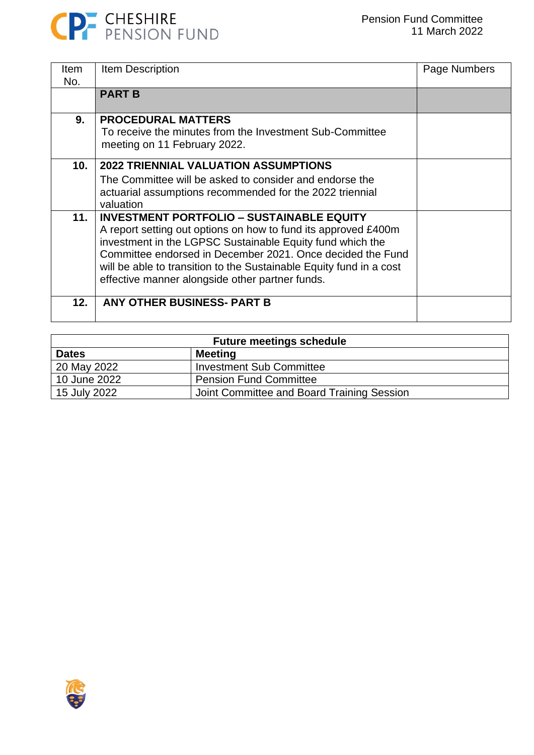| Item No. | Item Description | Page Numbers |
|---|---|---|
| | **PART B** | |
| **9.** | **PROCEDURAL MATTERS**<br>To receive the minutes from the Investment Sub-Committee meeting on 11 February 2022. | |
| **10.** | **2022 TRIENNIAL VALUATION ASSUMPTIONS**<br>The Committee will be asked to consider and endorse the actuarial assumptions recommended for the 2022 triennial valuation | |
| **11.** | **INVESTMENT PORTFOLIO – SUSTAINABLE EQUITY**<br>A report setting out options on how to fund its approved £400m investment in the LGPSC Sustainable Equity fund which the Committee endorsed in December 2021. Once decided the Fund will be able to transition to the Sustainable Equity fund in a cost effective manner alongside other partner funds. | |
| **12.** | **ANY OTHER BUSINESS- PART B** | |

| **Future meetings schedule** | |
|---|---|
| **Dates** | **Meeting** |
| 20 May 2022 | Investment Sub Committee |
| 10 June 2022 | Pension Fund Committee |
| 15 July 2022 | Joint Committee and Board Training Session |